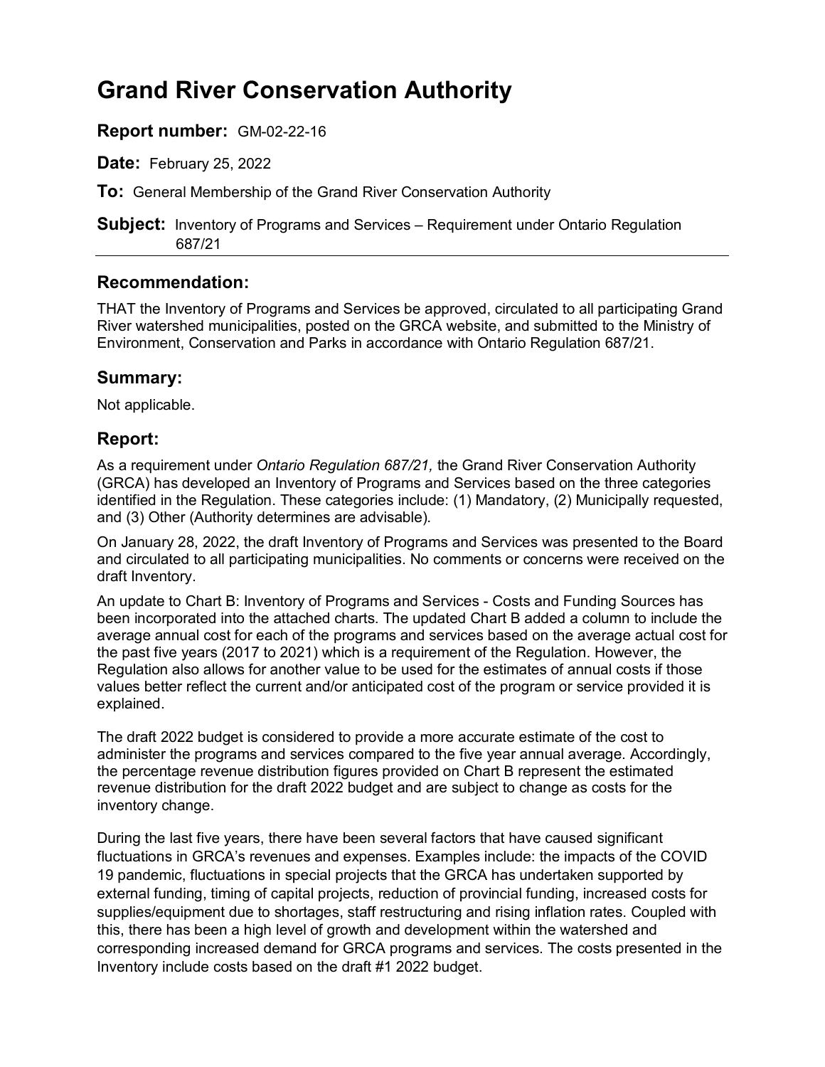# Grand River Conservation Authority

**Report number:** GM-02-22-16

**Date:** February 25, 2022

**To:** General Membership of the Grand River Conservation Authority

**Subject:** Inventory of Programs and Services – Requirement under Ontario Regulation 687/21

## Recommendation:

THAT the Inventory of Programs and Services be approved, circulated to all participating Grand River watershed municipalities, posted on the GRCA website, and submitted to the Ministry of Environment, Conservation and Parks in accordance with Ontario Regulation 687/21.

## Summary:

Not applicable.

## Report:

As a requirement under *Ontario Regulation 687/21,* the Grand River Conservation Authority (GRCA) has developed an Inventory of Programs and Services based on the three categories identified in the Regulation. These categories include: (1) Mandatory, (2) Municipally requested, and (3) Other (Authority determines are advisable).

On January 28, 2022, the draft Inventory of Programs and Services was presented to the Board and circulated to all participating municipalities. No comments or concerns were received on the draft Inventory.

An update to Chart B: Inventory of Programs and Services - Costs and Funding Sources has been incorporated into the attached charts. The updated Chart B added a column to include the average annual cost for each of the programs and services based on the average actual cost for the past five years (2017 to 2021) which is a requirement of the Regulation. However, the Regulation also allows for another value to be used for the estimates of annual costs if those values better reflect the current and/or anticipated cost of the program or service provided it is explained.

The draft 2022 budget is considered to provide a more accurate estimate of the cost to administer the programs and services compared to the five year annual average. Accordingly, the percentage revenue distribution figures provided on Chart B represent the estimated revenue distribution for the draft 2022 budget and are subject to change as costs for the inventory change.

During the last five years, there have been several factors that have caused significant fluctuations in GRCA's revenues and expenses. Examples include: the impacts of the COVID 19 pandemic, fluctuations in special projects that the GRCA has undertaken supported by external funding, timing of capital projects, reduction of provincial funding, increased costs for supplies/equipment due to shortages, staff restructuring and rising inflation rates. Coupled with this, there has been a high level of growth and development within the watershed and corresponding increased demand for GRCA programs and services. The costs presented in the Inventory include costs based on the draft #1 2022 budget.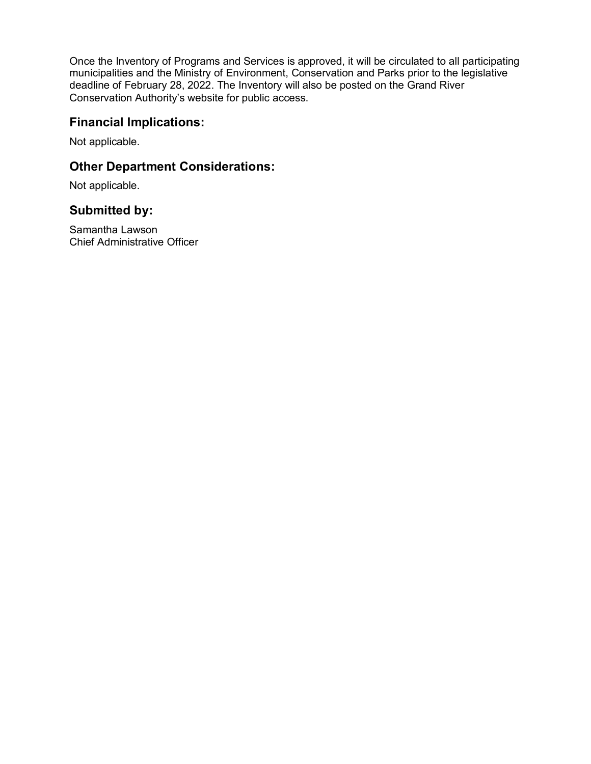Once the Inventory of Programs and Services is approved, it will be circulated to all participating municipalities and the Ministry of Environment, Conservation and Parks prior to the legislative deadline of February 28, 2022. The Inventory will also be posted on the Grand River Conservation Authority's website for public access.

## Financial Implications:

Not applicable.

## Other Department Considerations:

Not applicable.

## Submitted by:

Samantha Lawson
Chief Administrative Officer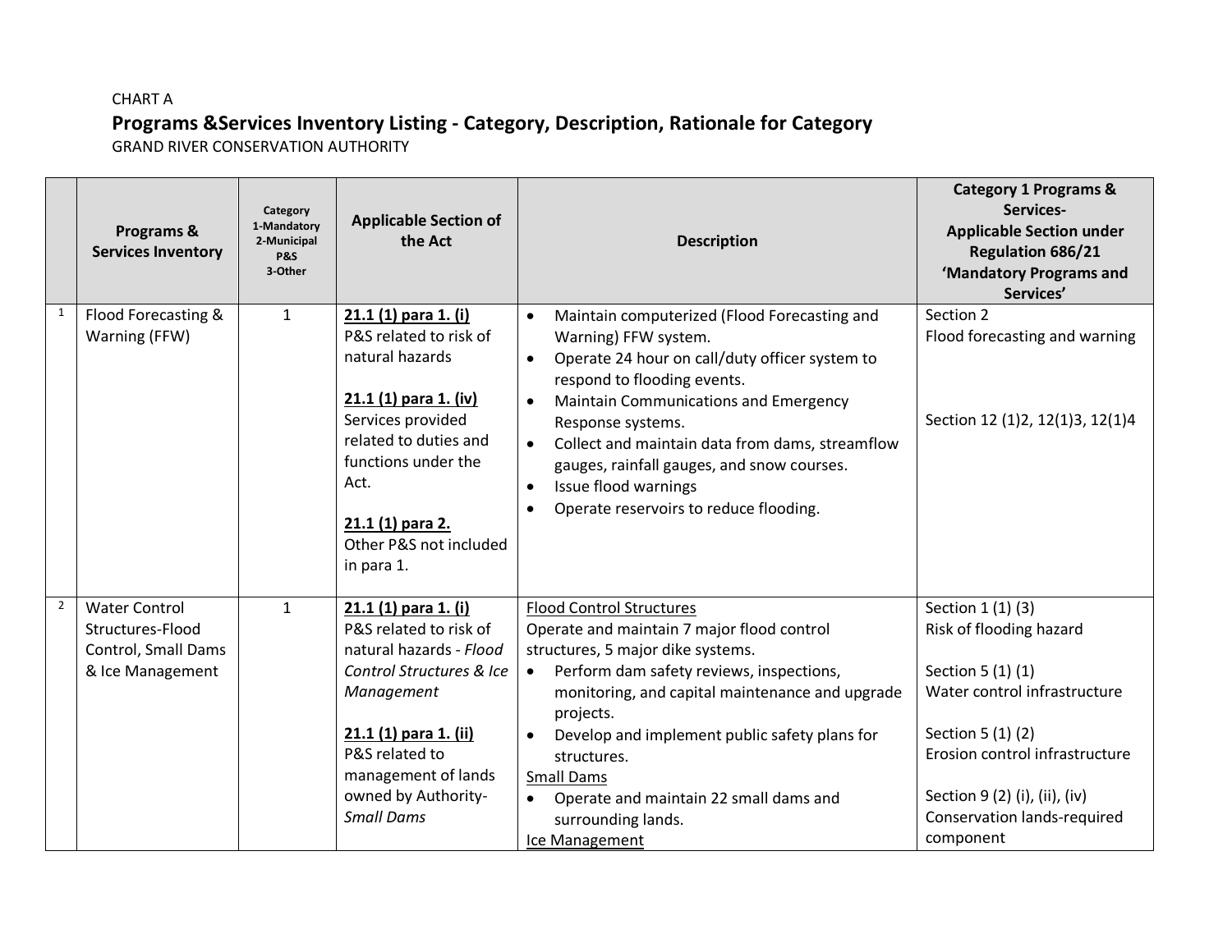CHART A

## Programs &Services Inventory Listing - Category, Description, Rationale for Category

GRAND RIVER CONSERVATION AUTHORITY

| | Programs & Services Inventory | Category 1-Mandatory 2-Municipal P&S 3-Other | Applicable Section of the Act | Description | Category 1 Programs & Services- Applicable Section under Regulation 686/21 'Mandatory Programs and Services' |
|---|---|---|---|---|---|
| 1 | Flood Forecasting & Warning (FFW) | 1 | **21.1 (1) para 1. (i)** P&S related to risk of natural hazards<br><br>**21.1 (1) para 1. (iv)** Services provided related to duties and functions under the Act.<br><br>**21.1 (1) para 2.** Other P&S not included in para 1. | • Maintain computerized (Flood Forecasting and Warning) FFW system.<br>• Operate 24 hour on call/duty officer system to respond to flooding events.<br>• Maintain Communications and Emergency Response systems.<br>• Collect and maintain data from dams, streamflow gauges, rainfall gauges, and snow courses.<br>• Issue flood warnings<br>• Operate reservoirs to reduce flooding. | Section 2<br>Flood forecasting and warning<br><br>Section 12 (1)2, 12(1)3, 12(1)4 |
| 2 | Water Control Structures-Flood Control, Small Dams & Ice Management | 1 | **21.1 (1) para 1. (i)** P&S related to risk of natural hazards - *Flood Control Structures & Ice Management*<br><br>**21.1 (1) para 1. (ii)** P&S related to management of lands owned by Authority- *Small Dams* | Flood Control Structures<br>Operate and maintain 7 major flood control structures, 5 major dike systems.<br>• Perform dam safety reviews, inspections, monitoring, and capital maintenance and upgrade projects.<br>• Develop and implement public safety plans for structures.<br>Small Dams<br>• Operate and maintain 22 small dams and surrounding lands.<br>Ice Management | Section 1 (1) (3)<br>Risk of flooding hazard<br><br>Section 5 (1) (1)<br>Water control infrastructure<br><br>Section 5 (1) (2)<br>Erosion control infrastructure<br><br>Section 9 (2) (i), (ii), (iv)<br>Conservation lands-required component |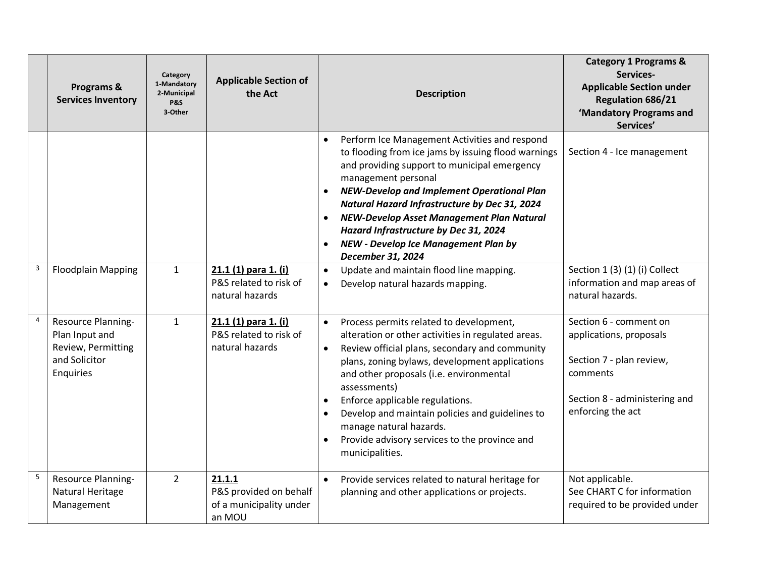| | Programs & Services Inventory | Category 1-Mandatory 2-Municipal P&S 3-Other | Applicable Section of the Act | Description | Category 1 Programs & Services- Applicable Section under Regulation 686/21 'Mandatory Programs and Services' |
|---|---|---|---|---|---|
| | | | | • Perform Ice Management Activities and respond to flooding from ice jams by issuing flood warnings and providing support to municipal emergency management personal<br>• ***NEW-Develop and Implement Operational Plan Natural Hazard Infrastructure by Dec 31, 2024***<br>• ***NEW-Develop Asset Management Plan Natural Hazard Infrastructure by Dec 31, 2024***<br>• ***NEW - Develop Ice Management Plan by December 31, 2024*** | Section 4 - Ice management |
| 3 | Floodplain Mapping | 1 | **21.1 (1) para 1. (i)** P&S related to risk of natural hazards | • Update and maintain flood line mapping.<br>• Develop natural hazards mapping. | Section 1 (3) (1) (i) Collect information and map areas of natural hazards. |
| 4 | Resource Planning-Plan Input and Review, Permitting and Solicitor Enquiries | 1 | **21.1 (1) para 1. (i)** P&S related to risk of natural hazards | • Process permits related to development, alteration or other activities in regulated areas.<br>• Review official plans, secondary and community plans, zoning bylaws, development applications and other proposals (i.e. environmental assessments)<br>• Enforce applicable regulations.<br>• Develop and maintain policies and guidelines to manage natural hazards.<br>• Provide advisory services to the province and municipalities. | Section 6 - comment on applications, proposals<br><br>Section 7 - plan review, comments<br><br>Section 8 - administering and enforcing the act |
| 5 | Resource Planning-Natural Heritage Management | 2 | **21.1.1** P&S provided on behalf of a municipality under an MOU | • Provide services related to natural heritage for planning and other applications or projects. | Not applicable. See CHART C for information required to be provided under |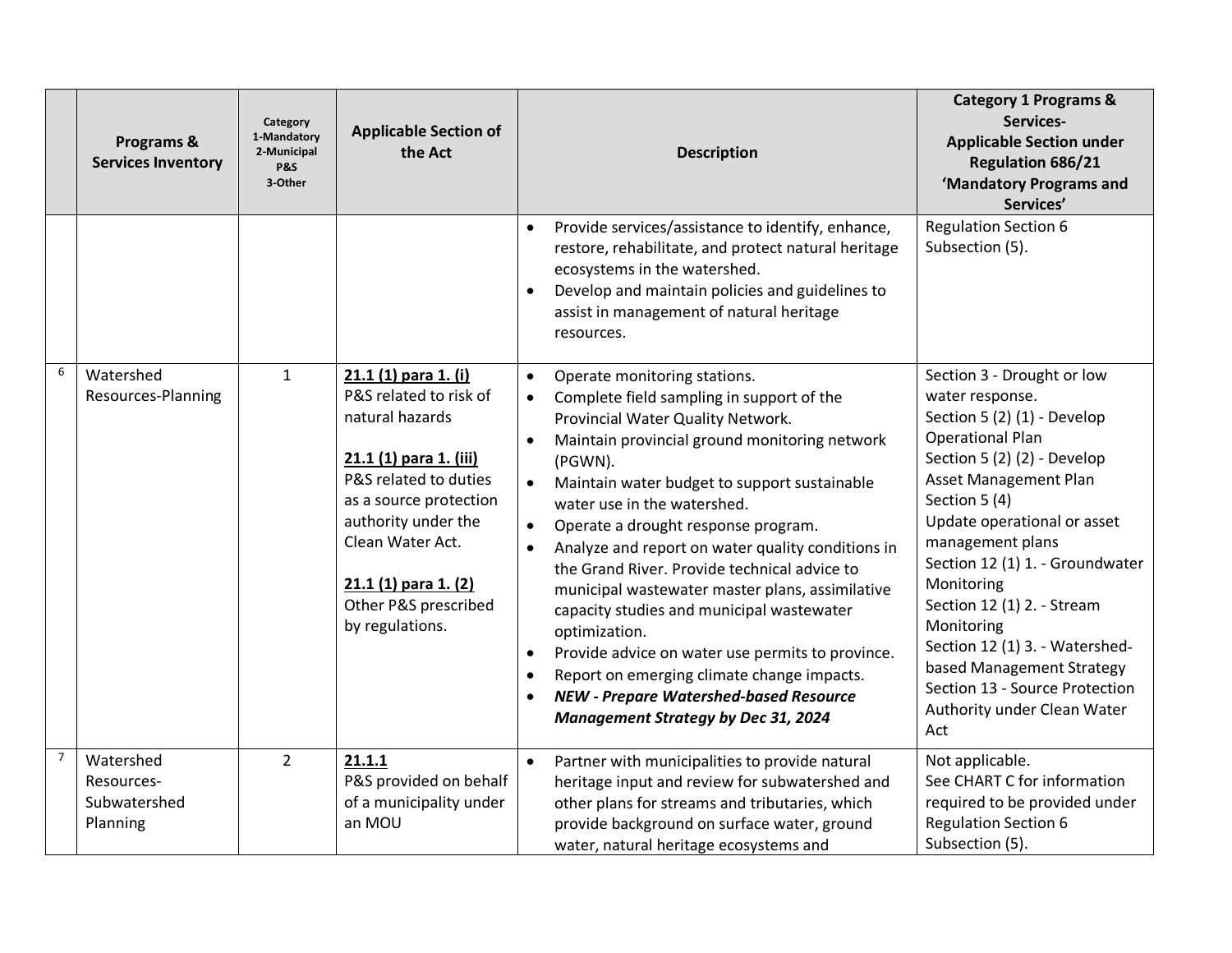| | Programs & Services Inventory | Category 1-Mandatory 2-Municipal P&S 3-Other | Applicable Section of the Act | Description | Category 1 Programs & Services- Applicable Section under Regulation 686/21 'Mandatory Programs and Services' |
|---|---|---|---|---|---|
| | | | | • Provide services/assistance to identify, enhance, restore, rehabilitate, and protect natural heritage ecosystems in the watershed.<br>• Develop and maintain policies and guidelines to assist in management of natural heritage resources. | Regulation Section 6 Subsection (5). |
| 6 | Watershed Resources-Planning | 1 | **<u>21.1 (1) para 1. (i)</u>** P&S related to risk of natural hazards<br><br>**<u>21.1 (1) para 1. (iii)</u>** P&S related to duties as a source protection authority under the Clean Water Act.<br><br>**<u>21.1 (1) para 1. (2)</u>** Other P&S prescribed by regulations. | • Operate monitoring stations.<br>• Complete field sampling in support of the Provincial Water Quality Network.<br>• Maintain provincial ground monitoring network (PGWN).<br>• Maintain water budget to support sustainable water use in the watershed.<br>• Operate a drought response program.<br>• Analyze and report on water quality conditions in the Grand River. Provide technical advice to municipal wastewater master plans, assimilative capacity studies and municipal wastewater optimization.<br>• Provide advice on water use permits to province.<br>• Report on emerging climate change impacts.<br>• ***NEW - Prepare Watershed-based Resource Management Strategy by Dec 31, 2024*** | Section 3 - Drought or low water response.<br>Section 5 (2) (1) - Develop Operational Plan<br>Section 5 (2) (2) - Develop Asset Management Plan<br>Section 5 (4)<br>Update operational or asset management plans<br>Section 12 (1) 1. - Groundwater Monitoring<br>Section 12 (1) 2. - Stream Monitoring<br>Section 12 (1) 3. - Watershed-based Management Strategy<br>Section 13 - Source Protection Authority under Clean Water Act |
| 7 | Watershed Resources-Subwatershed Planning | 2 | **<u>21.1.1</u>** P&S provided on behalf of a municipality under an MOU | • Partner with municipalities to provide natural heritage input and review for subwatershed and other plans for streams and tributaries, which provide background on surface water, ground water, natural heritage ecosystems and | Not applicable.<br>See CHART C for information required to be provided under Regulation Section 6 Subsection (5). |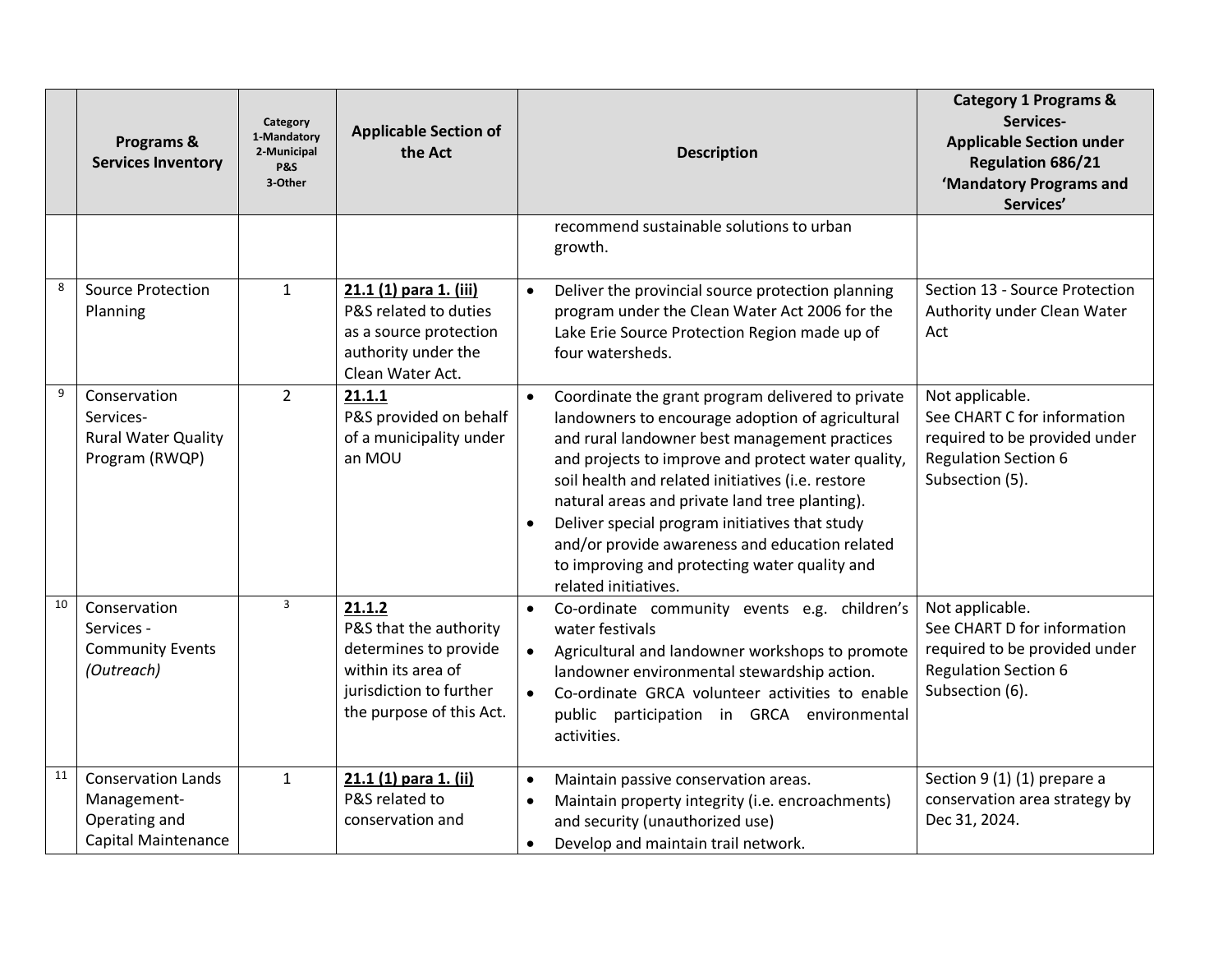| | Programs & Services Inventory | Category 1-Mandatory 2-Municipal P&S 3-Other | Applicable Section of the Act | Description | Category 1 Programs & Services- Applicable Section under Regulation 686/21 'Mandatory Programs and Services' |
|---|---|---|---|---|---|
| | | | | recommend sustainable solutions to urban growth. | |
| 8 | Source Protection Planning | 1 | **21.1 (1) para 1. (iii)** P&S related to duties as a source protection authority under the Clean Water Act. | • Deliver the provincial source protection planning program under the Clean Water Act 2006 for the Lake Erie Source Protection Region made up of four watersheds. | Section 13 - Source Protection Authority under Clean Water Act |
| 9 | Conservation Services- Rural Water Quality Program (RWQP) | 2 | **21.1.1** P&S provided on behalf of a municipality under an MOU | • Coordinate the grant program delivered to private landowners to encourage adoption of agricultural and rural landowner best management practices and projects to improve and protect water quality, soil health and related initiatives (i.e. restore natural areas and private land tree planting).<br>• Deliver special program initiatives that study and/or provide awareness and education related to improving and protecting water quality and related initiatives. | Not applicable. See CHART C for information required to be provided under Regulation Section 6 Subsection (5). |
| 10 | Conservation Services - Community Events *(Outreach)* | 3 | **21.1.2** P&S that the authority determines to provide within its area of jurisdiction to further the purpose of this Act. | • Co-ordinate community events e.g. children's water festivals<br>• Agricultural and landowner workshops to promote landowner environmental stewardship action.<br>• Co-ordinate GRCA volunteer activities to enable public participation in GRCA environmental activities. | Not applicable. See CHART D for information required to be provided under Regulation Section 6 Subsection (6). |
| 11 | Conservation Lands Management- Operating and Capital Maintenance | 1 | **21.1 (1) para 1. (ii)** P&S related to conservation and | • Maintain passive conservation areas.<br>• Maintain property integrity (i.e. encroachments) and security (unauthorized use)<br>• Develop and maintain trail network. | Section 9 (1) (1) prepare a conservation area strategy by Dec 31, 2024. |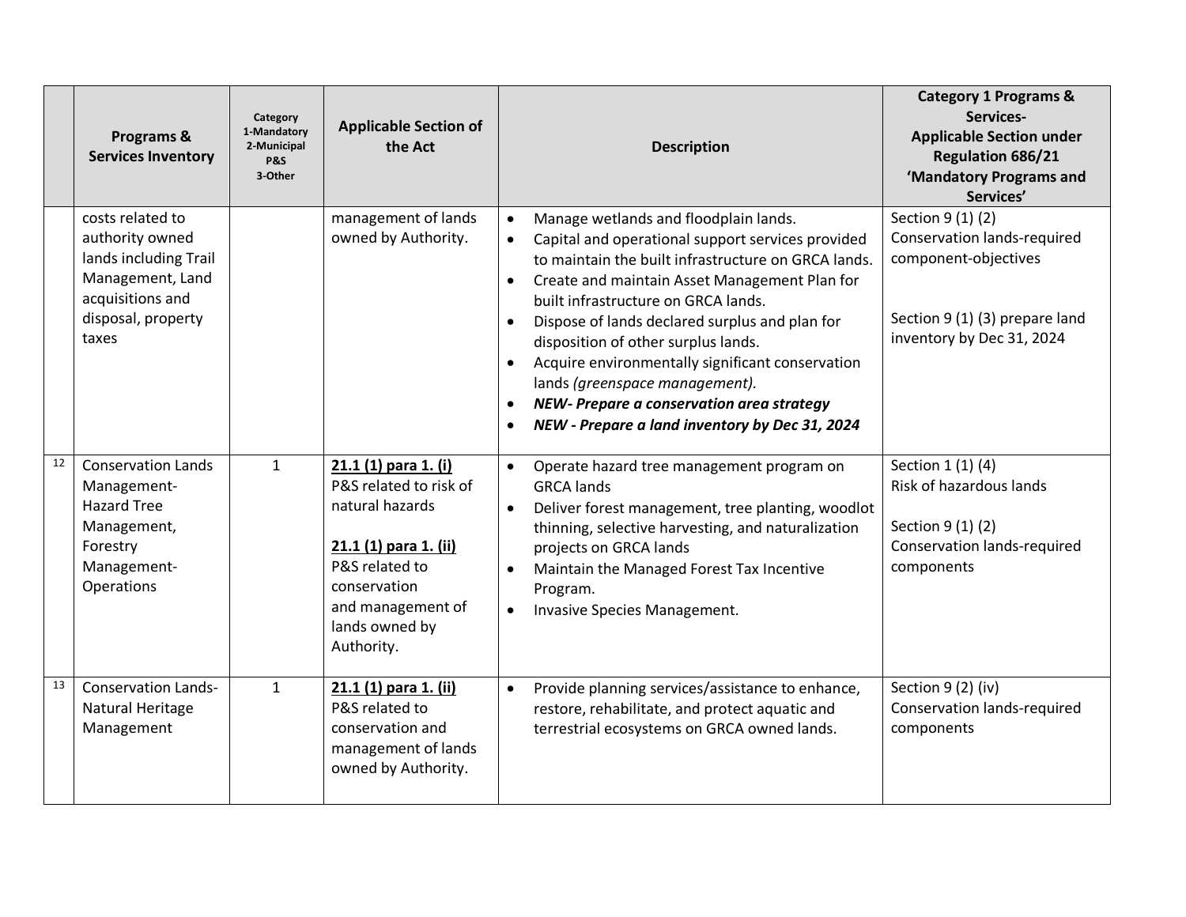| | Programs & Services Inventory | Category 1-Mandatory 2-Municipal P&S 3-Other | Applicable Section of the Act | Description | Category 1 Programs & Services- Applicable Section under Regulation 686/21 'Mandatory Programs and Services' |
|---|---|---|---|---|---|
| | costs related to authority owned lands including Trail Management, Land acquisitions and disposal, property taxes | | management of lands owned by Authority. | • Manage wetlands and floodplain lands.<br>• Capital and operational support services provided to maintain the built infrastructure on GRCA lands.<br>• Create and maintain Asset Management Plan for built infrastructure on GRCA lands.<br>• Dispose of lands declared surplus and plan for disposition of other surplus lands.<br>• Acquire environmentally significant conservation lands *(greenspace management).*<br>• ***NEW- Prepare a conservation area strategy***<br>• ***NEW - Prepare a land inventory by Dec 31, 2024*** | Section 9 (1) (2) Conservation lands-required component-objectives<br><br>Section 9 (1) (3) prepare land inventory by Dec 31, 2024 |
| 12 | Conservation Lands Management- Hazard Tree Management, Forestry Management- Operations | 1 | **21.1 (1) para 1. (i)** P&S related to risk of natural hazards<br><br>**21.1 (1) para 1. (ii)** P&S related to conservation and management of lands owned by Authority. | • Operate hazard tree management program on GRCA lands<br>• Deliver forest management, tree planting, woodlot thinning, selective harvesting, and naturalization projects on GRCA lands<br>• Maintain the Managed Forest Tax Incentive Program.<br>• Invasive Species Management. | Section 1 (1) (4) Risk of hazardous lands<br><br>Section 9 (1) (2) Conservation lands-required components |
| 13 | Conservation Lands- Natural Heritage Management | 1 | **21.1 (1) para 1. (ii)** P&S related to conservation and management of lands owned by Authority. | • Provide planning services/assistance to enhance, restore, rehabilitate, and protect aquatic and terrestrial ecosystems on GRCA owned lands. | Section 9 (2) (iv) Conservation lands-required components |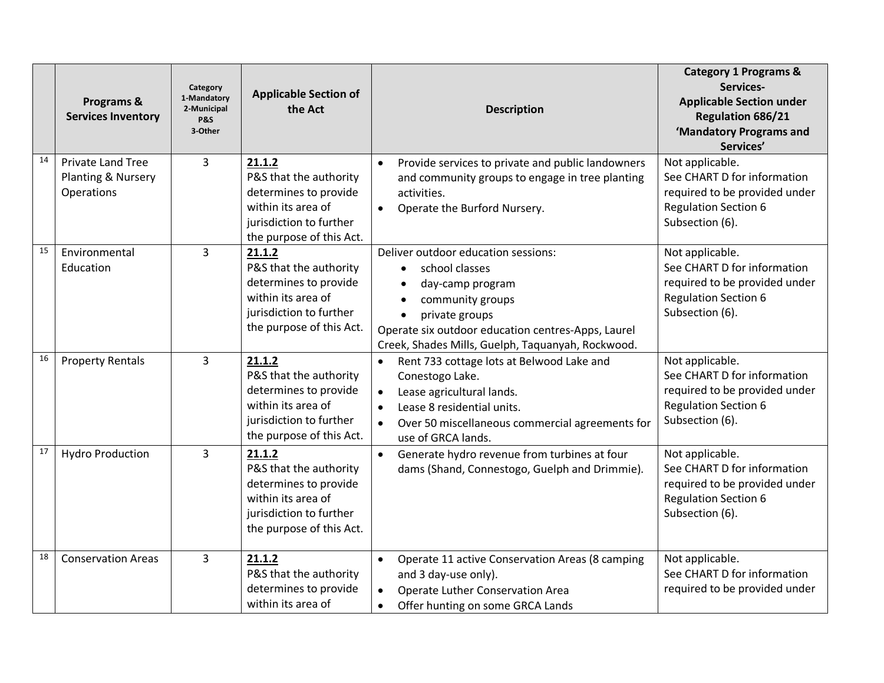| | Programs & Services Inventory | Category 1-Mandatory 2-Municipal P&S 3-Other | Applicable Section of the Act | Description | Category 1 Programs & Services- Applicable Section under Regulation 686/21 'Mandatory Programs and Services' |
|---|---|---|---|---|---|
| 14 | Private Land Tree Planting & Nursery Operations | 3 | **21.1.2** P&S that the authority determines to provide within its area of jurisdiction to further the purpose of this Act. | • Provide services to private and public landowners and community groups to engage in tree planting activities. • Operate the Burford Nursery. | Not applicable. See CHART D for information required to be provided under Regulation Section 6 Subsection (6). |
| 15 | Environmental Education | 3 | **21.1.2** P&S that the authority determines to provide within its area of jurisdiction to further the purpose of this Act. | Deliver outdoor education sessions: • school classes • day-camp program • community groups • private groups Operate six outdoor education centres-Apps, Laurel Creek, Shades Mills, Guelph, Taquanyah, Rockwood. | Not applicable. See CHART D for information required to be provided under Regulation Section 6 Subsection (6). |
| 16 | Property Rentals | 3 | **21.1.2** P&S that the authority determines to provide within its area of jurisdiction to further the purpose of this Act. | • Rent 733 cottage lots at Belwood Lake and Conestogo Lake. • Lease agricultural lands. • Lease 8 residential units. • Over 50 miscellaneous commercial agreements for use of GRCA lands. | Not applicable. See CHART D for information required to be provided under Regulation Section 6 Subsection (6). |
| 17 | Hydro Production | 3 | **21.1.2** P&S that the authority determines to provide within its area of jurisdiction to further the purpose of this Act. | • Generate hydro revenue from turbines at four dams (Shand, Connestogo, Guelph and Drimmie). | Not applicable. See CHART D for information required to be provided under Regulation Section 6 Subsection (6). |
| 18 | Conservation Areas | 3 | **21.1.2** P&S that the authority determines to provide within its area of | • Operate 11 active Conservation Areas (8 camping and 3 day-use only). • Operate Luther Conservation Area • Offer hunting on some GRCA Lands | Not applicable. See CHART D for information required to be provided under |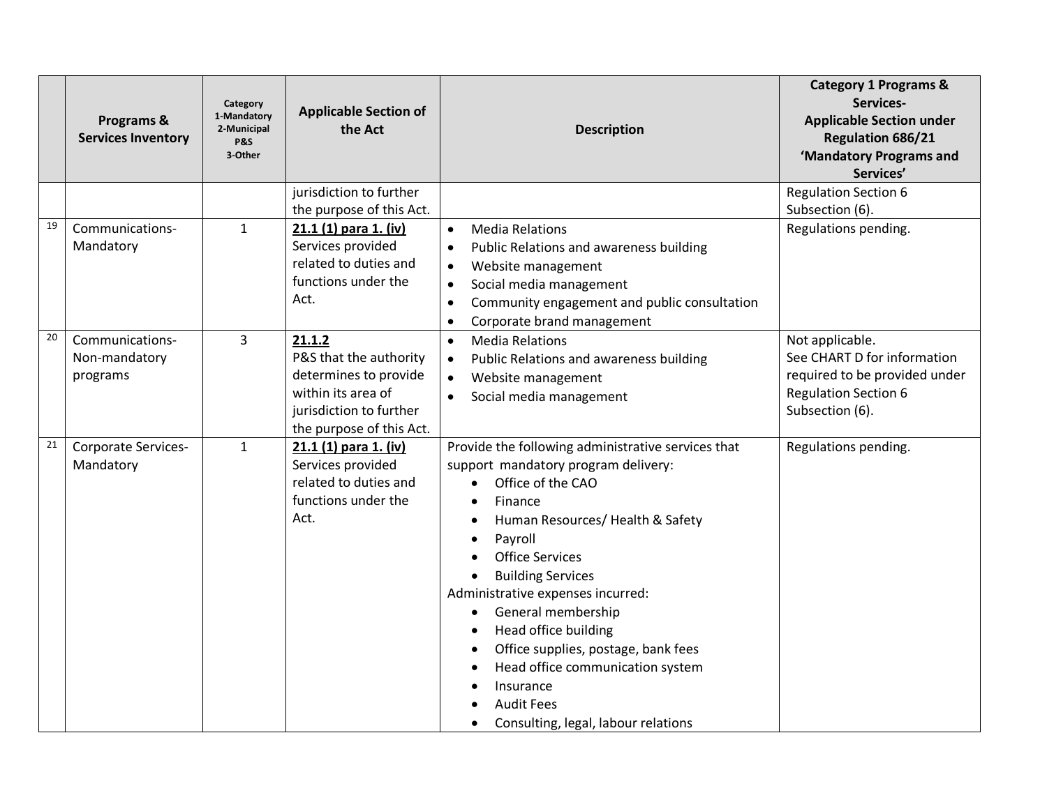| | Programs & Services Inventory | Category 1-Mandatory 2-Municipal P&S 3-Other | Applicable Section of the Act | Description | Category 1 Programs & Services- Applicable Section under Regulation 686/21 'Mandatory Programs and Services' |
|---|---|---|---|---|---|
| | | | jurisdiction to further the purpose of this Act. | | Regulation Section 6 Subsection (6). |
| 19 | Communications-Mandatory | 1 | **21.1 (1) para 1. (iv)** Services provided related to duties and functions under the Act. | • Media Relations<br>• Public Relations and awareness building<br>• Website management<br>• Social media management<br>• Community engagement and public consultation<br>• Corporate brand management | Regulations pending. |
| 20 | Communications-Non-mandatory programs | 3 | **21.1.2** P&S that the authority determines to provide within its area of jurisdiction to further the purpose of this Act. | • Media Relations<br>• Public Relations and awareness building<br>• Website management<br>• Social media management | Not applicable. See CHART D for information required to be provided under Regulation Section 6 Subsection (6). |
| 21 | Corporate Services-Mandatory | 1 | **21.1 (1) para 1. (iv)** Services provided related to duties and functions under the Act. | Provide the following administrative services that support mandatory program delivery:<br>• Office of the CAO<br>• Finance<br>• Human Resources/ Health & Safety<br>• Payroll<br>• Office Services<br>• Building Services<br>Administrative expenses incurred:<br>• General membership<br>• Head office building<br>• Office supplies, postage, bank fees<br>• Head office communication system<br>• Insurance<br>• Audit Fees<br>• Consulting, legal, labour relations | Regulations pending. |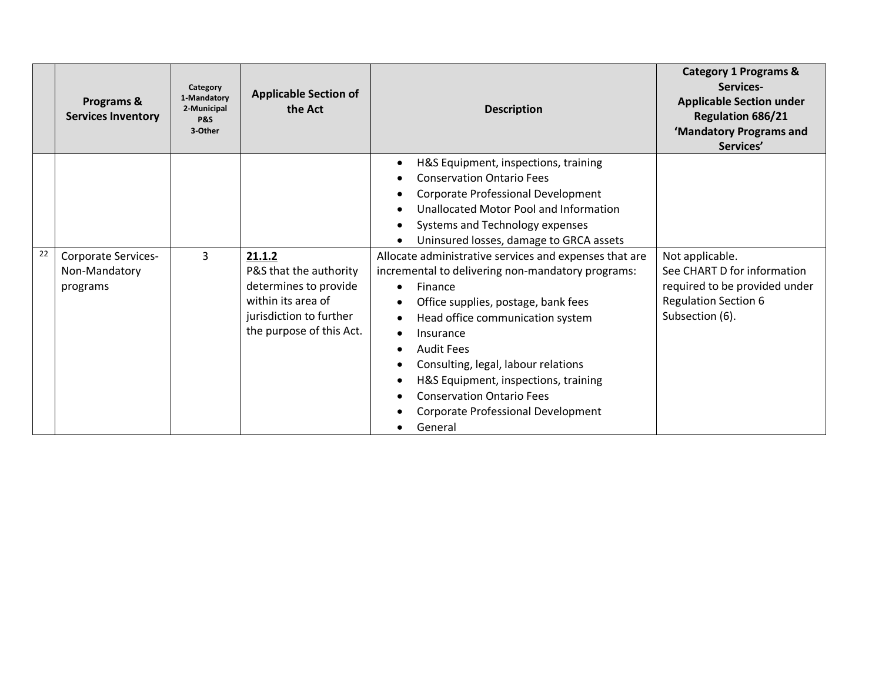| | Programs & Services Inventory | Category 1-Mandatory 2-Municipal P&S 3-Other | Applicable Section of the Act | Description | Category 1 Programs & Services- Applicable Section under Regulation 686/21 'Mandatory Programs and Services' |
|---|---|---|---|---|---|
| | | | | • H&S Equipment, inspections, training<br>• Conservation Ontario Fees<br>• Corporate Professional Development<br>• Unallocated Motor Pool and Information<br>• Systems and Technology expenses<br>• Uninsured losses, damage to GRCA assets | |
| 22 | Corporate Services- Non-Mandatory programs | 3 | **21.1.2**<br>P&S that the authority determines to provide within its area of jurisdiction to further the purpose of this Act. | Allocate administrative services and expenses that are incremental to delivering non-mandatory programs:<br>• Finance<br>• Office supplies, postage, bank fees<br>• Head office communication system<br>• Insurance<br>• Audit Fees<br>• Consulting, legal, labour relations<br>• H&S Equipment, inspections, training<br>• Conservation Ontario Fees<br>• Corporate Professional Development<br>• General | Not applicable.<br>See CHART D for information required to be provided under Regulation Section 6 Subsection (6). |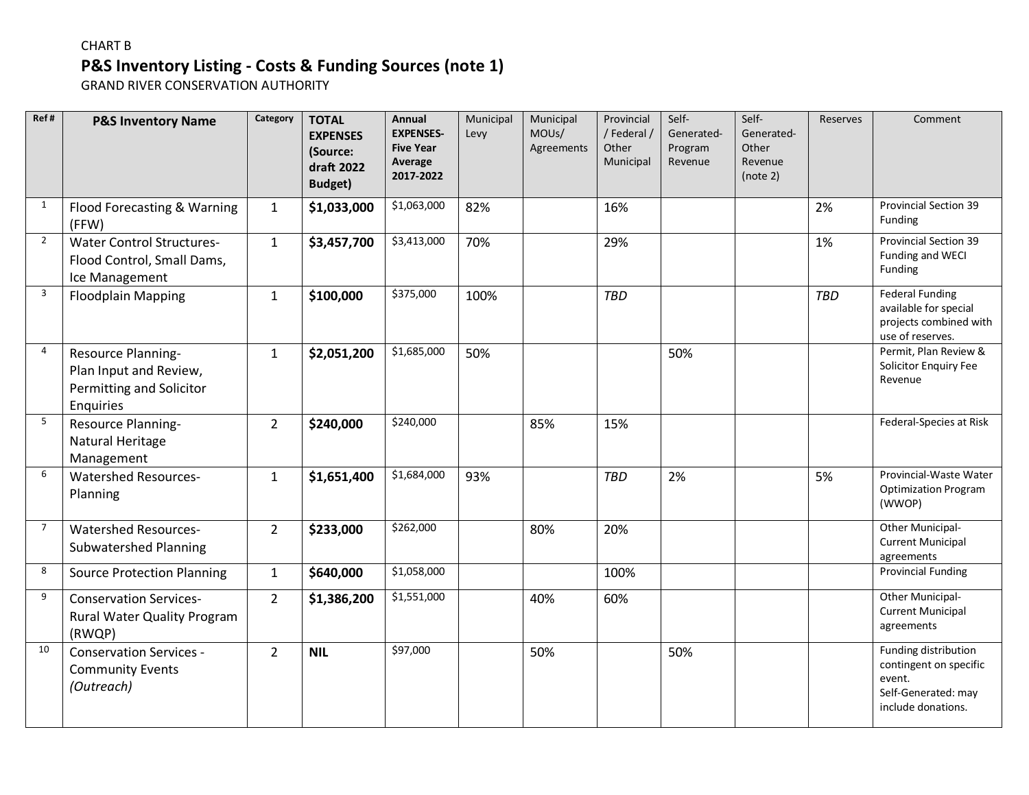CHART B

## P&S Inventory Listing - Costs & Funding Sources (note 1)

GRAND RIVER CONSERVATION AUTHORITY

| Ref # | P&S Inventory Name | Category | TOTAL EXPENSES (Source: draft 2022 Budget) | Annual EXPENSES-Five Year Average 2017-2022 | Municipal Levy | Municipal MOUs/ Agreements | Provincial / Federal / Other Municipal | Self-Generated-Program Revenue | Self-Generated-Other Revenue (note 2) | Reserves | Comment |
|---|---|---|---|---|---|---|---|---|---|---|---|
| 1 | Flood Forecasting & Warning (FFW) | 1 | **$1,033,000** | $1,063,000 | 82% | | 16% | | | 2% | Provincial Section 39 Funding |
| 2 | Water Control Structures-Flood Control, Small Dams, Ice Management | 1 | **$3,457,700** | $3,413,000 | 70% | | 29% | | | 1% | Provincial Section 39 Funding and WECI Funding |
| 3 | Floodplain Mapping | 1 | **$100,000** | $375,000 | 100% | | *TBD* | | | *TBD* | Federal Funding available for special projects combined with use of reserves. |
| 4 | Resource Planning-Plan Input and Review, Permitting and Solicitor Enquiries | 1 | **$2,051,200** | $1,685,000 | 50% | | | 50% | | | Permit, Plan Review & Solicitor Enquiry Fee Revenue |
| 5 | Resource Planning-Natural Heritage Management | 2 | **$240,000** | $240,000 | | 85% | 15% | | | | Federal-Species at Risk |
| 6 | Watershed Resources-Planning | 1 | **$1,651,400** | $1,684,000 | 93% | | *TBD* | 2% | | 5% | Provincial-Waste Water Optimization Program (WWOP) |
| 7 | Watershed Resources-Subwatershed Planning | 2 | **$233,000** | $262,000 | | 80% | 20% | | | | Other Municipal-Current Municipal agreements |
| 8 | Source Protection Planning | 1 | **$640,000** | $1,058,000 | | | 100% | | | | Provincial Funding |
| 9 | Conservation Services-Rural Water Quality Program (RWQP) | 2 | **$1,386,200** | $1,551,000 | | 40% | 60% | | | | Other Municipal-Current Municipal agreements |
| 10 | Conservation Services - Community Events *(Outreach)* | 2 | **NIL** | $97,000 | | 50% | | 50% | | | Funding distribution contingent on specific event. Self-Generated: may include donations. |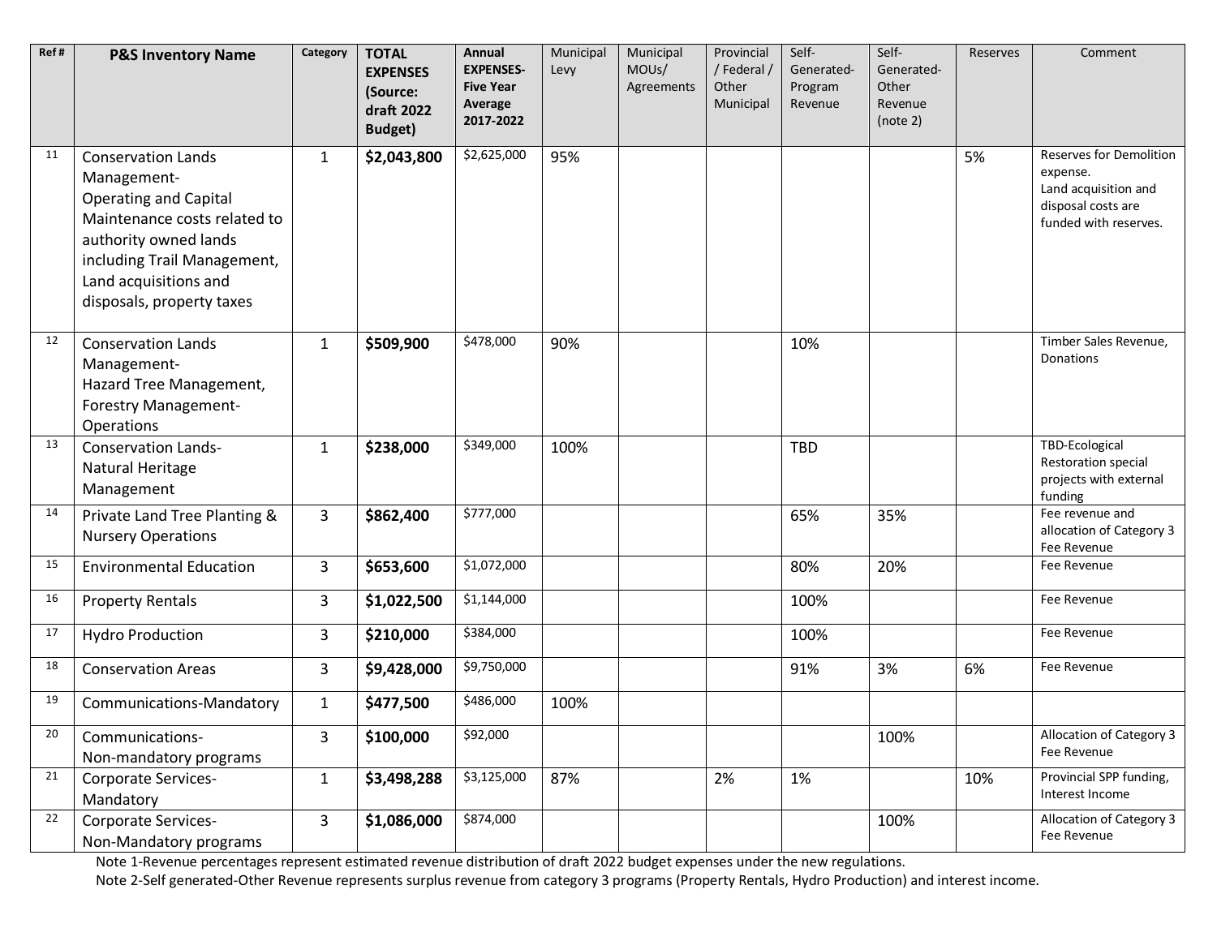| Ref # | P&S Inventory Name | Category | TOTAL EXPENSES (Source: draft 2022 Budget) | Annual EXPENSES- Five Year Average 2017-2022 | Municipal Levy | Municipal MOUs/ Agreements | Provincial / Federal / Other Municipal | Self-Generated-Program Revenue | Self-Generated-Other Revenue (note 2) | Reserves | Comment |
|---|---|---|---|---|---|---|---|---|---|---|---|
| 11 | Conservation Lands Management- Operating and Capital Maintenance costs related to authority owned lands including Trail Management, Land acquisitions and disposals, property taxes | 1 | **$2,043,800** | $2,625,000 | 95% | | | | | 5% | Reserves for Demolition expense. Land acquisition and disposal costs are funded with reserves. |
| 12 | Conservation Lands Management- Hazard Tree Management, Forestry Management-Operations | 1 | **$509,900** | $478,000 | 90% | | | 10% | | | Timber Sales Revenue, Donations |
| 13 | Conservation Lands- Natural Heritage Management | 1 | **$238,000** | $349,000 | 100% | | | TBD | | | TBD-Ecological Restoration special projects with external funding |
| 14 | Private Land Tree Planting & Nursery Operations | 3 | **$862,400** | $777,000 | | | | 65% | 35% | | Fee revenue and allocation of Category 3 Fee Revenue |
| 15 | Environmental Education | 3 | **$653,600** | $1,072,000 | | | | 80% | 20% | | Fee Revenue |
| 16 | Property Rentals | 3 | **$1,022,500** | $1,144,000 | | | | 100% | | | Fee Revenue |
| 17 | Hydro Production | 3 | **$210,000** | $384,000 | | | | 100% | | | Fee Revenue |
| 18 | Conservation Areas | 3 | **$9,428,000** | $9,750,000 | | | | 91% | 3% | 6% | Fee Revenue |
| 19 | Communications-Mandatory | 1 | **$477,500** | $486,000 | 100% | | | | | | |
| 20 | Communications- Non-mandatory programs | 3 | **$100,000** | $92,000 | | | | | 100% | | Allocation of Category 3 Fee Revenue |
| 21 | Corporate Services- Mandatory | 1 | **$3,498,288** | $3,125,000 | 87% | | 2% | 1% | | 10% | Provincial SPP funding, Interest Income |
| 22 | Corporate Services- Non-Mandatory programs | 3 | **$1,086,000** | $874,000 | | | | | 100% | | Allocation of Category 3 Fee Revenue |

Note 1-Revenue percentages represent estimated revenue distribution of draft 2022 budget expenses under the new regulations.

Note 2-Self generated-Other Revenue represents surplus revenue from category 3 programs (Property Rentals, Hydro Production) and interest income.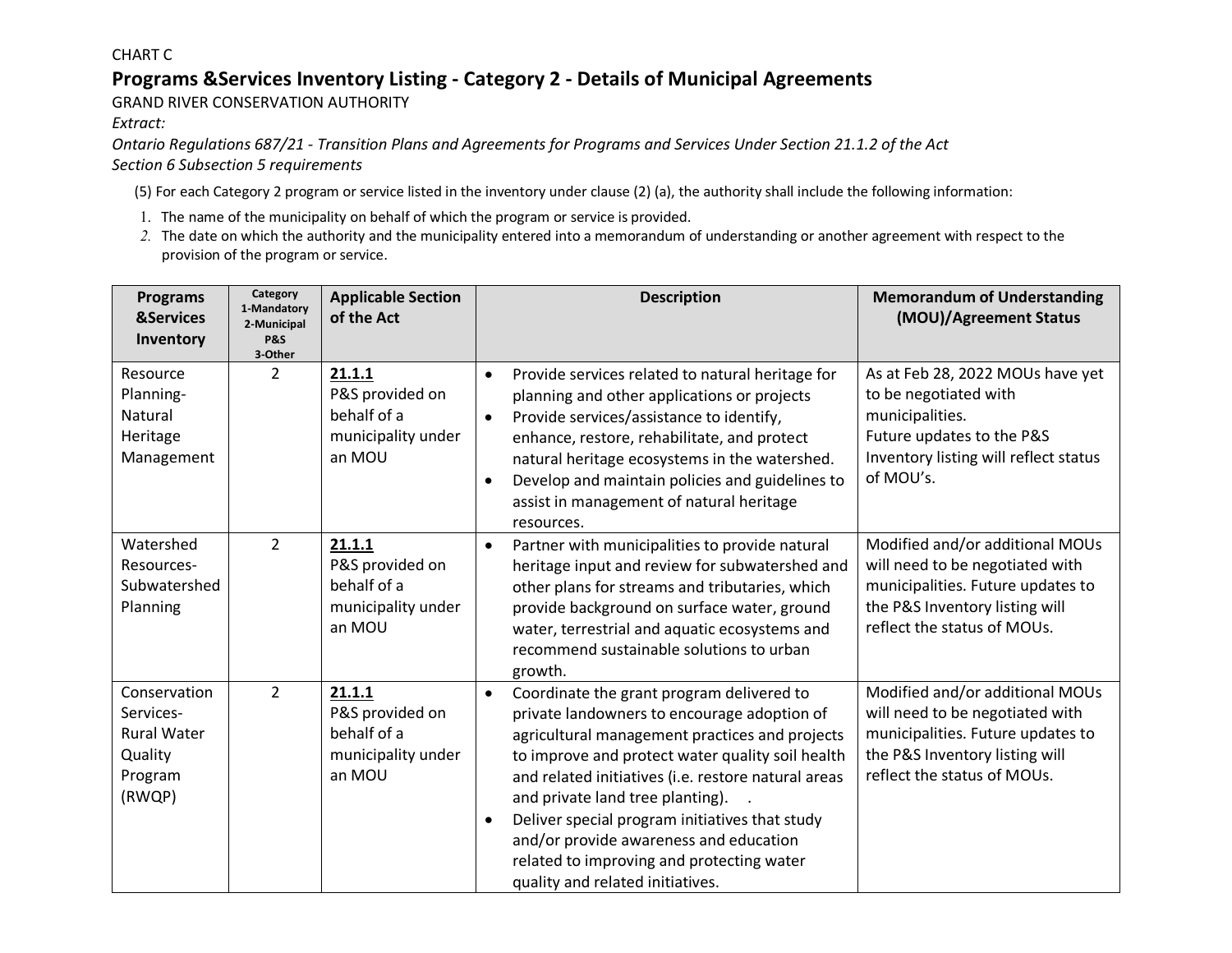CHART C

## Programs &Services Inventory Listing - Category 2 - Details of Municipal Agreements

GRAND RIVER CONSERVATION AUTHORITY

*Extract:*

*Ontario Regulations 687/21 - Transition Plans and Agreements for Programs and Services Under Section 21.1.2 of the Act*
*Section 6 Subsection 5 requirements*

(5) For each Category 2 program or service listed in the inventory under clause (2) (a), the authority shall include the following information:

1. The name of the municipality on behalf of which the program or service is provided.
2. The date on which the authority and the municipality entered into a memorandum of understanding or another agreement with respect to the provision of the program or service.

| Programs &Services Inventory | Category 1-Mandatory 2-Municipal P&S 3-Other | Applicable Section of the Act | Description | Memorandum of Understanding (MOU)/Agreement Status |
|---|---|---|---|---|
| Resource Planning-Natural Heritage Management | 2 | **21.1.1** P&S provided on behalf of a municipality under an MOU | • Provide services related to natural heritage for planning and other applications or projects<br>• Provide services/assistance to identify, enhance, restore, rehabilitate, and protect natural heritage ecosystems in the watershed.<br>• Develop and maintain policies and guidelines to assist in management of natural heritage resources. | As at Feb 28, 2022 MOUs have yet to be negotiated with municipalities. Future updates to the P&S Inventory listing will reflect status of MOU's. |
| Watershed Resources-Subwatershed Planning | 2 | **21.1.1** P&S provided on behalf of a municipality under an MOU | • Partner with municipalities to provide natural heritage input and review for subwatershed and other plans for streams and tributaries, which provide background on surface water, ground water, terrestrial and aquatic ecosystems and recommend sustainable solutions to urban growth. | Modified and/or additional MOUs will need to be negotiated with municipalities. Future updates to the P&S Inventory listing will reflect the status of MOUs. |
| Conservation Services-Rural Water Quality Program (RWQP) | 2 | **21.1.1** P&S provided on behalf of a municipality under an MOU | • Coordinate the grant program delivered to private landowners to encourage adoption of agricultural management practices and projects to improve and protect water quality soil health and related initiatives (i.e. restore natural areas and private land tree planting). .<br>• Deliver special program initiatives that study and/or provide awareness and education related to improving and protecting water quality and related initiatives. | Modified and/or additional MOUs will need to be negotiated with municipalities. Future updates to the P&S Inventory listing will reflect the status of MOUs. |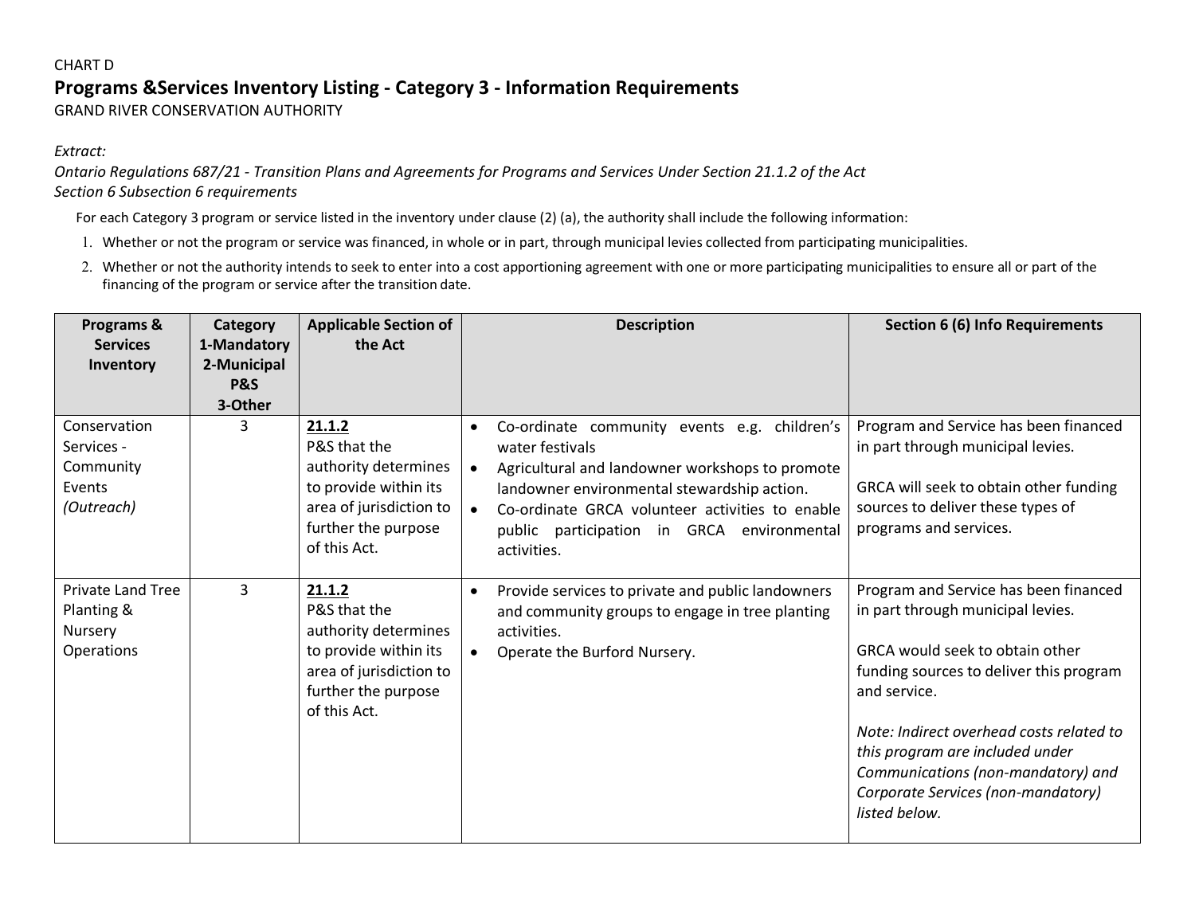CHART D

# Programs &Services Inventory Listing - Category 3 - Information Requirements

GRAND RIVER CONSERVATION AUTHORITY

*Extract:*

*Ontario Regulations 687/21 - Transition Plans and Agreements for Programs and Services Under Section 21.1.2 of the Act*
*Section 6 Subsection 6 requirements*

For each Category 3 program or service listed in the inventory under clause (2) (a), the authority shall include the following information:

1. Whether or not the program or service was financed, in whole or in part, through municipal levies collected from participating municipalities.
2. Whether or not the authority intends to seek to enter into a cost apportioning agreement with one or more participating municipalities to ensure all or part of the financing of the program or service after the transition date.

| Programs & Services Inventory | Category 1-Mandatory 2-Municipal P&S 3-Other | Applicable Section of the Act | Description | Section 6 (6) Info Requirements |
|---|---|---|---|---|
| Conservation Services - Community Events *(Outreach)* | 3 | **21.1.2** P&S that the authority determines to provide within its area of jurisdiction to further the purpose of this Act. | • Co-ordinate community events e.g. children's water festivals<br>• Agricultural and landowner workshops to promote landowner environmental stewardship action.<br>• Co-ordinate GRCA volunteer activities to enable public participation in GRCA environmental activities. | Program and Service has been financed in part through municipal levies.<br><br>GRCA will seek to obtain other funding sources to deliver these types of programs and services. |
| Private Land Tree Planting & Nursery Operations | 3 | **21.1.2** P&S that the authority determines to provide within its area of jurisdiction to further the purpose of this Act. | • Provide services to private and public landowners and community groups to engage in tree planting activities.<br>• Operate the Burford Nursery. | Program and Service has been financed in part through municipal levies.<br><br>GRCA would seek to obtain other funding sources to deliver this program and service.<br><br>*Note: Indirect overhead costs related to this program are included under Communications (non-mandatory) and Corporate Services (non-mandatory) listed below.* |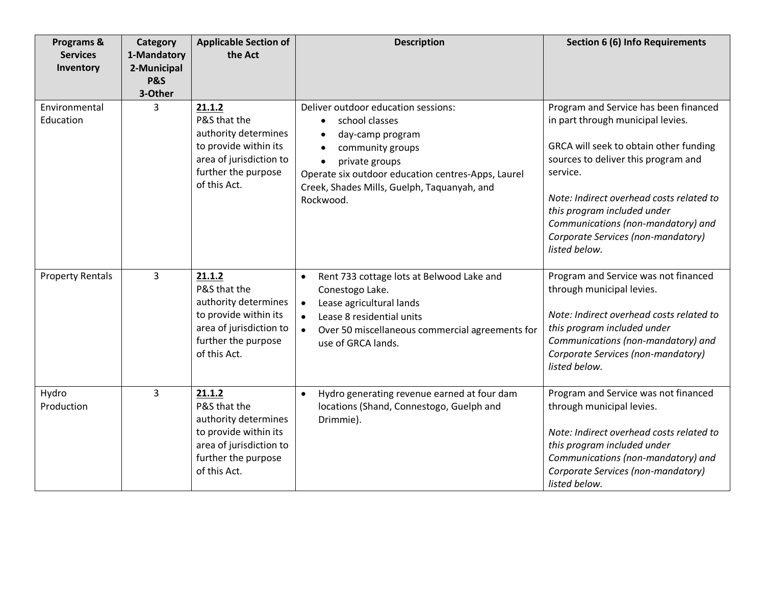| Programs & Services Inventory | Category 1-Mandatory 2-Municipal P&S 3-Other | Applicable Section of the Act | Description | Section 6 (6) Info Requirements |
|---|---|---|---|---|
| Environmental Education | 3 | **21.1.2** P&S that the authority determines to provide within its area of jurisdiction to further the purpose of this Act. | Deliver outdoor education sessions: <br>• school classes <br>• day-camp program <br>• community groups <br>• private groups <br>Operate six outdoor education centres-Apps, Laurel Creek, Shades Mills, Guelph, Taquanyah, and Rockwood. | Program and Service has been financed in part through municipal levies. <br><br>GRCA will seek to obtain other funding sources to deliver this program and service. <br><br>*Note: Indirect overhead costs related to this program included under Communications (non-mandatory) and Corporate Services (non-mandatory) listed below.* |
| Property Rentals | 3 | **21.1.2** P&S that the authority determines to provide within its area of jurisdiction to further the purpose of this Act. | • Rent 733 cottage lots at Belwood Lake and Conestogo Lake. <br>• Lease agricultural lands <br>• Lease 8 residential units <br>• Over 50 miscellaneous commercial agreements for use of GRCA lands. | Program and Service was not financed through municipal levies. <br><br>*Note: Indirect overhead costs related to this program included under Communications (non-mandatory) and Corporate Services (non-mandatory) listed below.* |
| Hydro Production | 3 | **21.1.2** P&S that the authority determines to provide within its area of jurisdiction to further the purpose of this Act. | • Hydro generating revenue earned at four dam locations (Shand, Connestogo, Guelph and Drimmie). | Program and Service was not financed through municipal levies. <br><br>*Note: Indirect overhead costs related to this program included under Communications (non-mandatory) and Corporate Services (non-mandatory) listed below.* |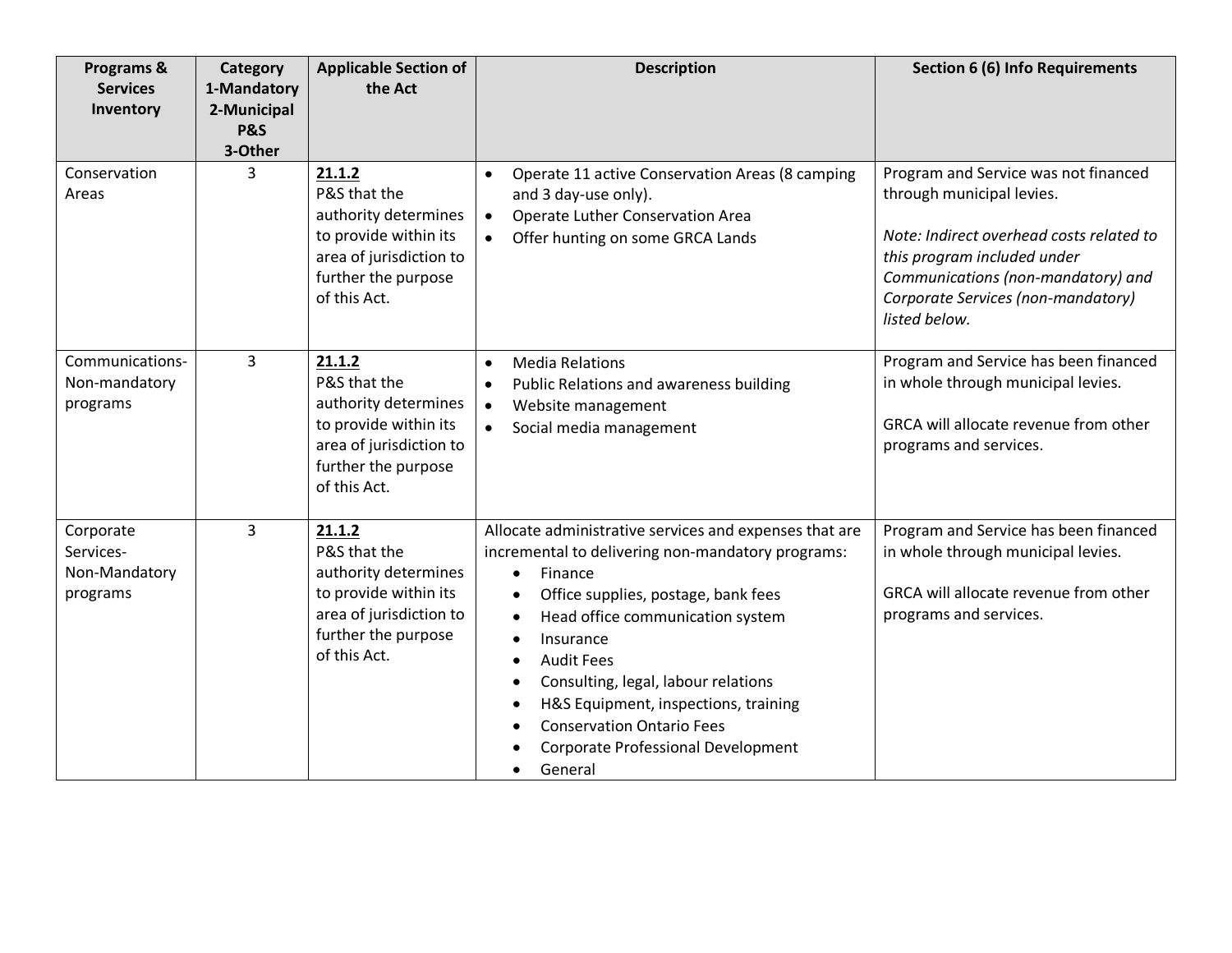| Programs & Services Inventory | Category 1-Mandatory 2-Municipal P&S 3-Other | Applicable Section of the Act | Description | Section 6 (6) Info Requirements |
|---|---|---|---|---|
| Conservation Areas | 3 | **21.1.2** P&S that the authority determines to provide within its area of jurisdiction to further the purpose of this Act. | • Operate 11 active Conservation Areas (8 camping and 3 day-use only).<br>• Operate Luther Conservation Area<br>• Offer hunting on some GRCA Lands | Program and Service was not financed through municipal levies.<br><br>*Note: Indirect overhead costs related to this program included under Communications (non-mandatory) and Corporate Services (non-mandatory) listed below.* |
| Communications-Non-mandatory programs | 3 | **21.1.2** P&S that the authority determines to provide within its area of jurisdiction to further the purpose of this Act. | • Media Relations<br>• Public Relations and awareness building<br>• Website management<br>• Social media management | Program and Service has been financed in whole through municipal levies.<br><br>GRCA will allocate revenue from other programs and services. |
| Corporate Services-Non-Mandatory programs | 3 | **21.1.2** P&S that the authority determines to provide within its area of jurisdiction to further the purpose of this Act. | Allocate administrative services and expenses that are incremental to delivering non-mandatory programs:<br>• Finance<br>• Office supplies, postage, bank fees<br>• Head office communication system<br>• Insurance<br>• Audit Fees<br>• Consulting, legal, labour relations<br>• H&S Equipment, inspections, training<br>• Conservation Ontario Fees<br>• Corporate Professional Development<br>• General | Program and Service has been financed in whole through municipal levies.<br><br>GRCA will allocate revenue from other programs and services. |